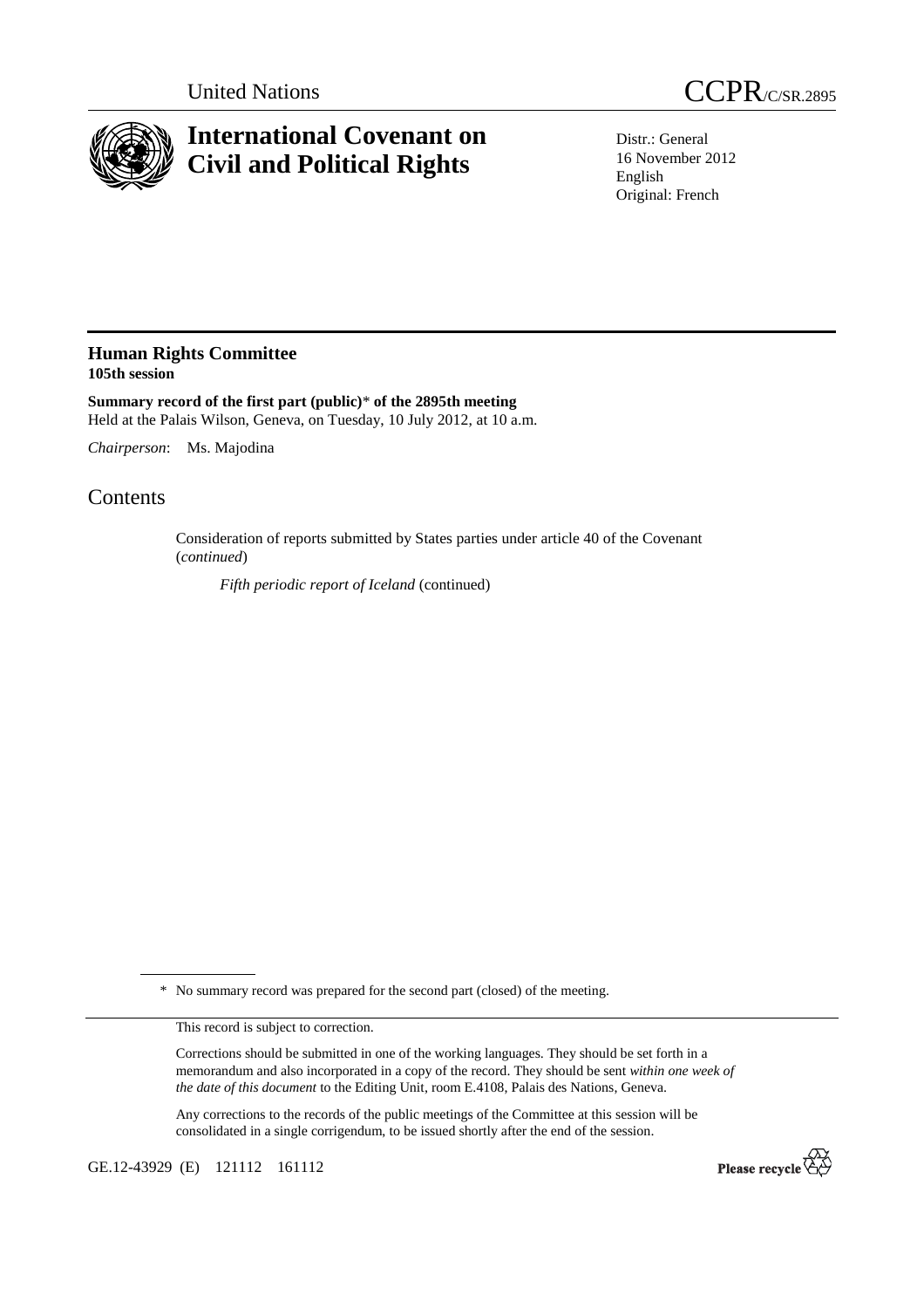United Nations

CCPR/C/SR.2895

# International Covenant on Civil and Political Rights

Distr.: General
16 November 2012
English
Original: French

## Human Rights Committee
**105th session**

**Summary record of the first part (public)\* of the 2895th meeting**
Held at the Palais Wilson, Geneva, on Tuesday, 10 July 2012, at 10 a.m.

*Chairperson*: Ms. Majodina

# Contents

Consideration of reports submitted by States parties under article 40 of the Covenant (*continued*)

*Fifth periodic report of Iceland* (continued)

\* No summary record was prepared for the second part (closed) of the meeting.

This record is subject to correction.

Corrections should be submitted in one of the working languages. They should be set forth in a memorandum and also incorporated in a copy of the record. They should be sent *within one week of the date of this document* to the Editing Unit, room E.4108, Palais des Nations, Geneva.

Any corrections to the records of the public meetings of the Committee at this session will be consolidated in a single corrigendum, to be issued shortly after the end of the session.

GE.12-43929 (E) 121112 161112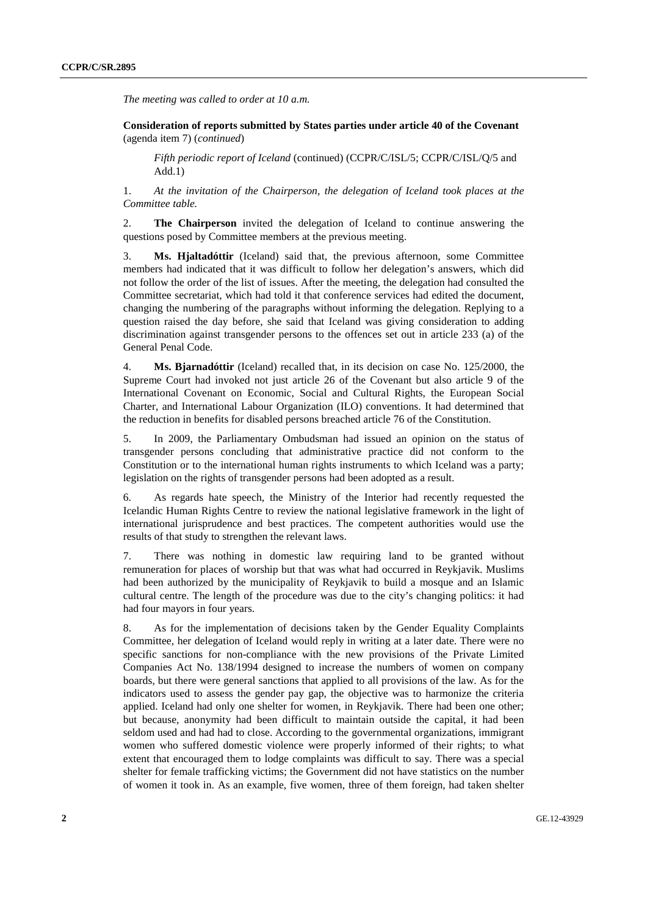*The meeting was called to order at 10 a.m.*

**Consideration of reports submitted by States parties under article 40 of the Covenant** (agenda item 7) (*continued*)

*Fifth periodic report of Iceland* (continued) (CCPR/C/ISL/5; CCPR/C/ISL/Q/5 and Add.1)

1. *At the invitation of the Chairperson, the delegation of Iceland took places at the Committee table.*

2. **The Chairperson** invited the delegation of Iceland to continue answering the questions posed by Committee members at the previous meeting.

3. **Ms. Hjaltadóttir** (Iceland) said that, the previous afternoon, some Committee members had indicated that it was difficult to follow her delegation's answers, which did not follow the order of the list of issues. After the meeting, the delegation had consulted the Committee secretariat, which had told it that conference services had edited the document, changing the numbering of the paragraphs without informing the delegation. Replying to a question raised the day before, she said that Iceland was giving consideration to adding discrimination against transgender persons to the offences set out in article 233 (a) of the General Penal Code.

4. **Ms. Bjarnadóttir** (Iceland) recalled that, in its decision on case No. 125/2000, the Supreme Court had invoked not just article 26 of the Covenant but also article 9 of the International Covenant on Economic, Social and Cultural Rights, the European Social Charter, and International Labour Organization (ILO) conventions. It had determined that the reduction in benefits for disabled persons breached article 76 of the Constitution.

5. In 2009, the Parliamentary Ombudsman had issued an opinion on the status of transgender persons concluding that administrative practice did not conform to the Constitution or to the international human rights instruments to which Iceland was a party; legislation on the rights of transgender persons had been adopted as a result.

6. As regards hate speech, the Ministry of the Interior had recently requested the Icelandic Human Rights Centre to review the national legislative framework in the light of international jurisprudence and best practices. The competent authorities would use the results of that study to strengthen the relevant laws.

7. There was nothing in domestic law requiring land to be granted without remuneration for places of worship but that was what had occurred in Reykjavik. Muslims had been authorized by the municipality of Reykjavik to build a mosque and an Islamic cultural centre. The length of the procedure was due to the city's changing politics: it had had four mayors in four years.

8. As for the implementation of decisions taken by the Gender Equality Complaints Committee, her delegation of Iceland would reply in writing at a later date. There were no specific sanctions for non-compliance with the new provisions of the Private Limited Companies Act No. 138/1994 designed to increase the numbers of women on company boards, but there were general sanctions that applied to all provisions of the law. As for the indicators used to assess the gender pay gap, the objective was to harmonize the criteria applied. Iceland had only one shelter for women, in Reykjavik. There had been one other; but because, anonymity had been difficult to maintain outside the capital, it had been seldom used and had had to close. According to the governmental organizations, immigrant women who suffered domestic violence were properly informed of their rights; to what extent that encouraged them to lodge complaints was difficult to say. There was a special shelter for female trafficking victims; the Government did not have statistics on the number of women it took in. As an example, five women, three of them foreign, had taken shelter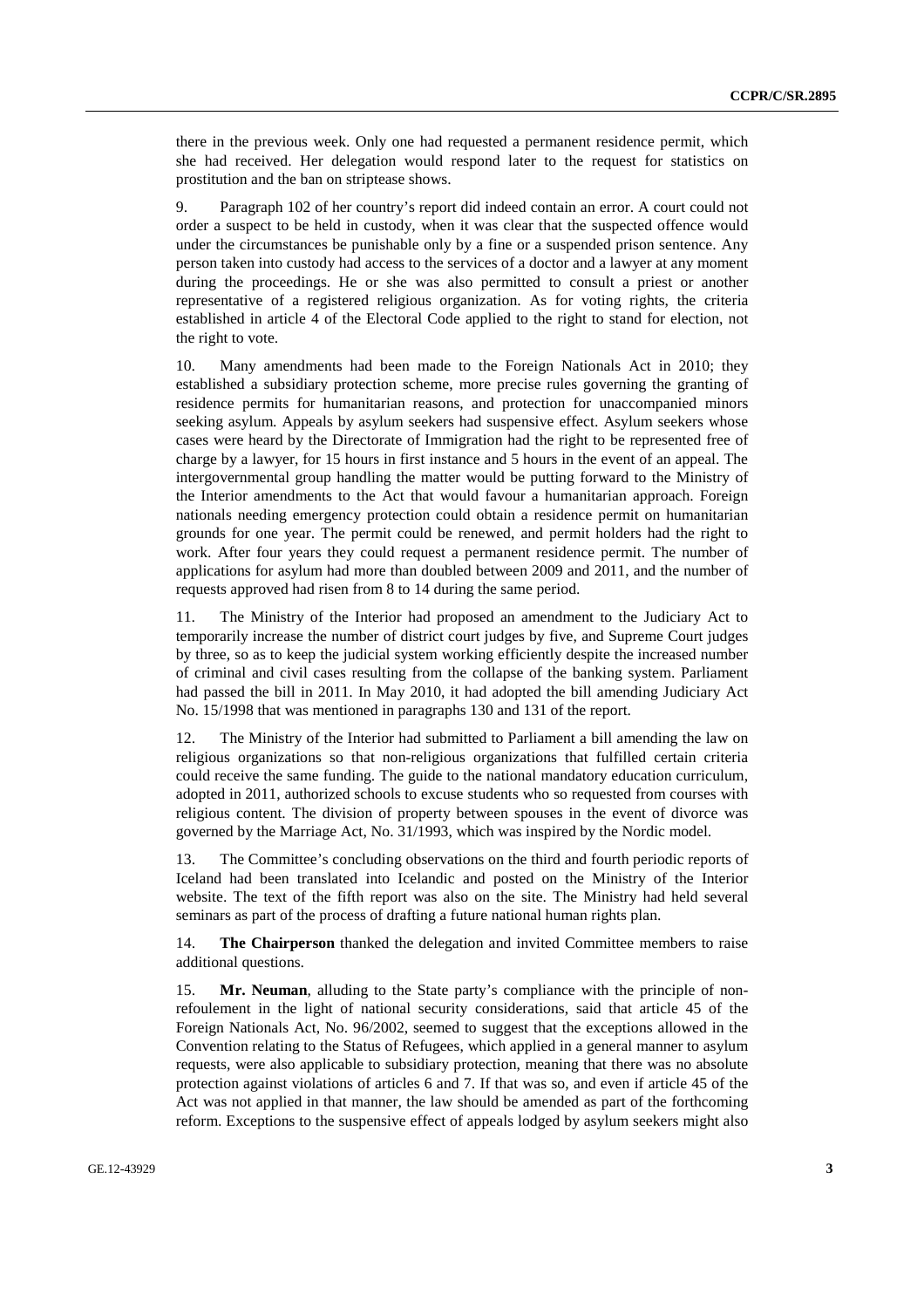there in the previous week. Only one had requested a permanent residence permit, which she had received. Her delegation would respond later to the request for statistics on prostitution and the ban on striptease shows.

9. Paragraph 102 of her country's report did indeed contain an error. A court could not order a suspect to be held in custody, when it was clear that the suspected offence would under the circumstances be punishable only by a fine or a suspended prison sentence. Any person taken into custody had access to the services of a doctor and a lawyer at any moment during the proceedings. He or she was also permitted to consult a priest or another representative of a registered religious organization. As for voting rights, the criteria established in article 4 of the Electoral Code applied to the right to stand for election, not the right to vote.

10. Many amendments had been made to the Foreign Nationals Act in 2010; they established a subsidiary protection scheme, more precise rules governing the granting of residence permits for humanitarian reasons, and protection for unaccompanied minors seeking asylum. Appeals by asylum seekers had suspensive effect. Asylum seekers whose cases were heard by the Directorate of Immigration had the right to be represented free of charge by a lawyer, for 15 hours in first instance and 5 hours in the event of an appeal. The intergovernmental group handling the matter would be putting forward to the Ministry of the Interior amendments to the Act that would favour a humanitarian approach. Foreign nationals needing emergency protection could obtain a residence permit on humanitarian grounds for one year. The permit could be renewed, and permit holders had the right to work. After four years they could request a permanent residence permit. The number of applications for asylum had more than doubled between 2009 and 2011, and the number of requests approved had risen from 8 to 14 during the same period.

11. The Ministry of the Interior had proposed an amendment to the Judiciary Act to temporarily increase the number of district court judges by five, and Supreme Court judges by three, so as to keep the judicial system working efficiently despite the increased number of criminal and civil cases resulting from the collapse of the banking system. Parliament had passed the bill in 2011. In May 2010, it had adopted the bill amending Judiciary Act No. 15/1998 that was mentioned in paragraphs 130 and 131 of the report.

12. The Ministry of the Interior had submitted to Parliament a bill amending the law on religious organizations so that non-religious organizations that fulfilled certain criteria could receive the same funding. The guide to the national mandatory education curriculum, adopted in 2011, authorized schools to excuse students who so requested from courses with religious content. The division of property between spouses in the event of divorce was governed by the Marriage Act, No. 31/1993, which was inspired by the Nordic model.

13. The Committee's concluding observations on the third and fourth periodic reports of Iceland had been translated into Icelandic and posted on the Ministry of the Interior website. The text of the fifth report was also on the site. The Ministry had held several seminars as part of the process of drafting a future national human rights plan.

14. **The Chairperson** thanked the delegation and invited Committee members to raise additional questions.

15. **Mr. Neuman**, alluding to the State party's compliance with the principle of non-refoulement in the light of national security considerations, said that article 45 of the Foreign Nationals Act, No. 96/2002, seemed to suggest that the exceptions allowed in the Convention relating to the Status of Refugees, which applied in a general manner to asylum requests, were also applicable to subsidiary protection, meaning that there was no absolute protection against violations of articles 6 and 7. If that was so, and even if article 45 of the Act was not applied in that manner, the law should be amended as part of the forthcoming reform. Exceptions to the suspensive effect of appeals lodged by asylum seekers might also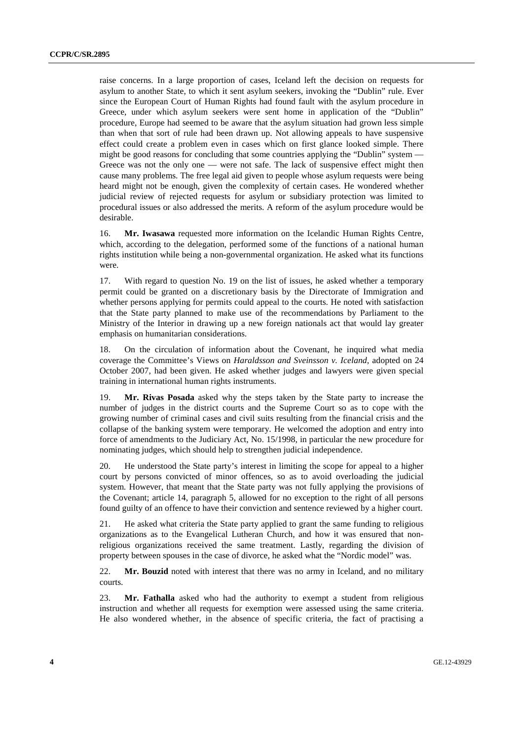raise concerns. In a large proportion of cases, Iceland left the decision on requests for asylum to another State, to which it sent asylum seekers, invoking the "Dublin" rule. Ever since the European Court of Human Rights had found fault with the asylum procedure in Greece, under which asylum seekers were sent home in application of the "Dublin" procedure, Europe had seemed to be aware that the asylum situation had grown less simple than when that sort of rule had been drawn up. Not allowing appeals to have suspensive effect could create a problem even in cases which on first glance looked simple. There might be good reasons for concluding that some countries applying the "Dublin" system — Greece was not the only one — were not safe. The lack of suspensive effect might then cause many problems. The free legal aid given to people whose asylum requests were being heard might not be enough, given the complexity of certain cases. He wondered whether judicial review of rejected requests for asylum or subsidiary protection was limited to procedural issues or also addressed the merits. A reform of the asylum procedure would be desirable.

16. **Mr. Iwasawa** requested more information on the Icelandic Human Rights Centre, which, according to the delegation, performed some of the functions of a national human rights institution while being a non-governmental organization. He asked what its functions were.

17. With regard to question No. 19 on the list of issues, he asked whether a temporary permit could be granted on a discretionary basis by the Directorate of Immigration and whether persons applying for permits could appeal to the courts. He noted with satisfaction that the State party planned to make use of the recommendations by Parliament to the Ministry of the Interior in drawing up a new foreign nationals act that would lay greater emphasis on humanitarian considerations.

18. On the circulation of information about the Covenant, he inquired what media coverage the Committee's Views on *Haraldsson and Sveinsson v. Iceland*, adopted on 24 October 2007, had been given. He asked whether judges and lawyers were given special training in international human rights instruments.

19. **Mr. Rivas Posada** asked why the steps taken by the State party to increase the number of judges in the district courts and the Supreme Court so as to cope with the growing number of criminal cases and civil suits resulting from the financial crisis and the collapse of the banking system were temporary. He welcomed the adoption and entry into force of amendments to the Judiciary Act, No. 15/1998, in particular the new procedure for nominating judges, which should help to strengthen judicial independence.

20. He understood the State party's interest in limiting the scope for appeal to a higher court by persons convicted of minor offences, so as to avoid overloading the judicial system. However, that meant that the State party was not fully applying the provisions of the Covenant; article 14, paragraph 5, allowed for no exception to the right of all persons found guilty of an offence to have their conviction and sentence reviewed by a higher court.

21. He asked what criteria the State party applied to grant the same funding to religious organizations as to the Evangelical Lutheran Church, and how it was ensured that non-religious organizations received the same treatment. Lastly, regarding the division of property between spouses in the case of divorce, he asked what the "Nordic model" was.

22. **Mr. Bouzid** noted with interest that there was no army in Iceland, and no military courts.

23. **Mr. Fathalla** asked who had the authority to exempt a student from religious instruction and whether all requests for exemption were assessed using the same criteria. He also wondered whether, in the absence of specific criteria, the fact of practising a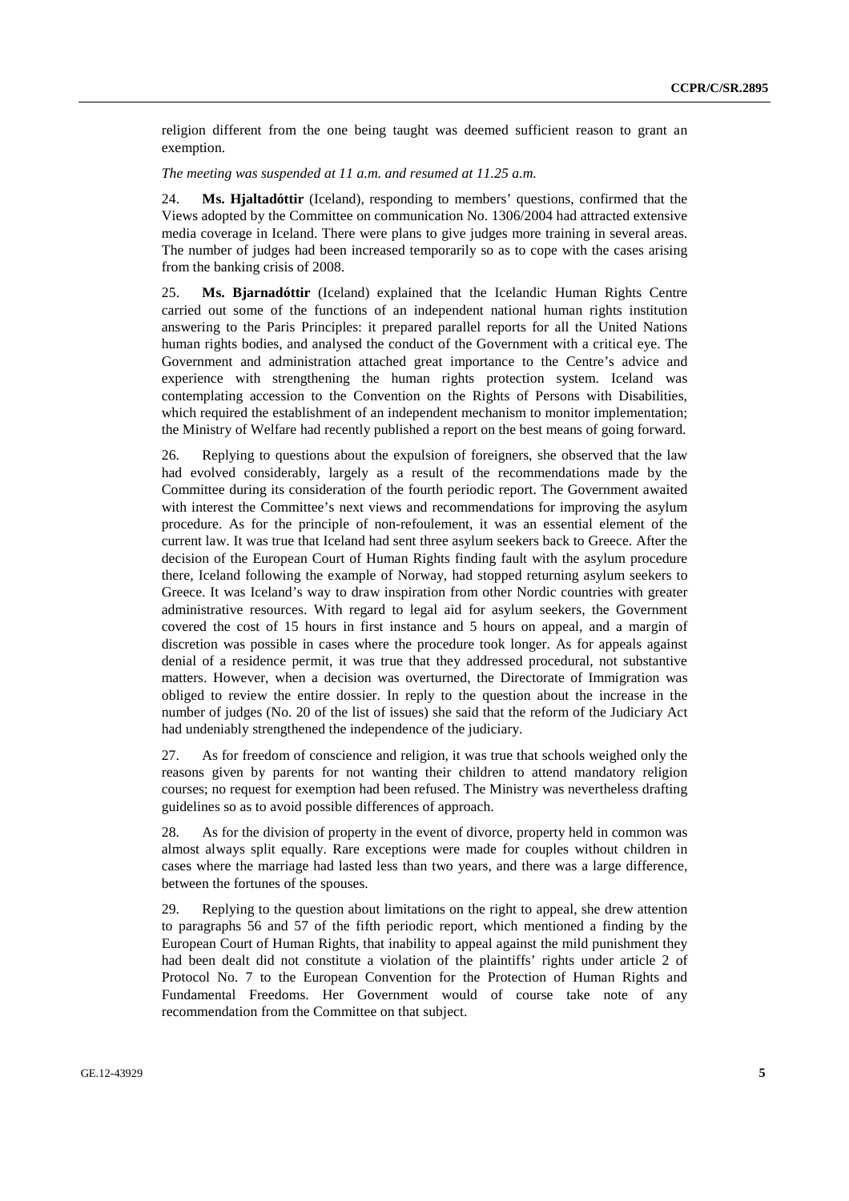religion different from the one being taught was deemed sufficient reason to grant an exemption.

*The meeting was suspended at 11 a.m. and resumed at 11.25 a.m.*

24. **Ms. Hjaltadóttir** (Iceland), responding to members' questions, confirmed that the Views adopted by the Committee on communication No. 1306/2004 had attracted extensive media coverage in Iceland. There were plans to give judges more training in several areas. The number of judges had been increased temporarily so as to cope with the cases arising from the banking crisis of 2008.

25. **Ms. Bjarnadóttir** (Iceland) explained that the Icelandic Human Rights Centre carried out some of the functions of an independent national human rights institution answering to the Paris Principles: it prepared parallel reports for all the United Nations human rights bodies, and analysed the conduct of the Government with a critical eye. The Government and administration attached great importance to the Centre's advice and experience with strengthening the human rights protection system. Iceland was contemplating accession to the Convention on the Rights of Persons with Disabilities, which required the establishment of an independent mechanism to monitor implementation; the Ministry of Welfare had recently published a report on the best means of going forward.

26. Replying to questions about the expulsion of foreigners, she observed that the law had evolved considerably, largely as a result of the recommendations made by the Committee during its consideration of the fourth periodic report. The Government awaited with interest the Committee's next views and recommendations for improving the asylum procedure. As for the principle of non-refoulement, it was an essential element of the current law. It was true that Iceland had sent three asylum seekers back to Greece. After the decision of the European Court of Human Rights finding fault with the asylum procedure there, Iceland following the example of Norway, had stopped returning asylum seekers to Greece. It was Iceland's way to draw inspiration from other Nordic countries with greater administrative resources. With regard to legal aid for asylum seekers, the Government covered the cost of 15 hours in first instance and 5 hours on appeal, and a margin of discretion was possible in cases where the procedure took longer. As for appeals against denial of a residence permit, it was true that they addressed procedural, not substantive matters. However, when a decision was overturned, the Directorate of Immigration was obliged to review the entire dossier. In reply to the question about the increase in the number of judges (No. 20 of the list of issues) she said that the reform of the Judiciary Act had undeniably strengthened the independence of the judiciary.

27. As for freedom of conscience and religion, it was true that schools weighed only the reasons given by parents for not wanting their children to attend mandatory religion courses; no request for exemption had been refused. The Ministry was nevertheless drafting guidelines so as to avoid possible differences of approach.

28. As for the division of property in the event of divorce, property held in common was almost always split equally. Rare exceptions were made for couples without children in cases where the marriage had lasted less than two years, and there was a large difference, between the fortunes of the spouses.

29. Replying to the question about limitations on the right to appeal, she drew attention to paragraphs 56 and 57 of the fifth periodic report, which mentioned a finding by the European Court of Human Rights, that inability to appeal against the mild punishment they had been dealt did not constitute a violation of the plaintiffs' rights under article 2 of Protocol No. 7 to the European Convention for the Protection of Human Rights and Fundamental Freedoms. Her Government would of course take note of any recommendation from the Committee on that subject.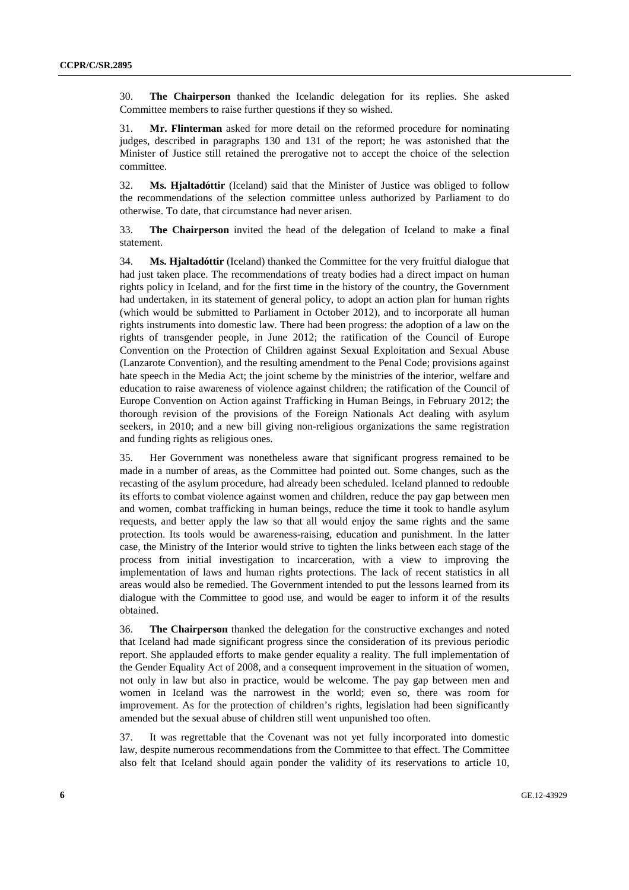30. **The Chairperson** thanked the Icelandic delegation for its replies. She asked Committee members to raise further questions if they so wished.

31. **Mr. Flinterman** asked for more detail on the reformed procedure for nominating judges, described in paragraphs 130 and 131 of the report; he was astonished that the Minister of Justice still retained the prerogative not to accept the choice of the selection committee.

32. **Ms. Hjaltadóttir** (Iceland) said that the Minister of Justice was obliged to follow the recommendations of the selection committee unless authorized by Parliament to do otherwise. To date, that circumstance had never arisen.

33. **The Chairperson** invited the head of the delegation of Iceland to make a final statement.

34. **Ms. Hjaltadóttir** (Iceland) thanked the Committee for the very fruitful dialogue that had just taken place. The recommendations of treaty bodies had a direct impact on human rights policy in Iceland, and for the first time in the history of the country, the Government had undertaken, in its statement of general policy, to adopt an action plan for human rights (which would be submitted to Parliament in October 2012), and to incorporate all human rights instruments into domestic law. There had been progress: the adoption of a law on the rights of transgender people, in June 2012; the ratification of the Council of Europe Convention on the Protection of Children against Sexual Exploitation and Sexual Abuse (Lanzarote Convention), and the resulting amendment to the Penal Code; provisions against hate speech in the Media Act; the joint scheme by the ministries of the interior, welfare and education to raise awareness of violence against children; the ratification of the Council of Europe Convention on Action against Trafficking in Human Beings, in February 2012; the thorough revision of the provisions of the Foreign Nationals Act dealing with asylum seekers, in 2010; and a new bill giving non-religious organizations the same registration and funding rights as religious ones.

35. Her Government was nonetheless aware that significant progress remained to be made in a number of areas, as the Committee had pointed out. Some changes, such as the recasting of the asylum procedure, had already been scheduled. Iceland planned to redouble its efforts to combat violence against women and children, reduce the pay gap between men and women, combat trafficking in human beings, reduce the time it took to handle asylum requests, and better apply the law so that all would enjoy the same rights and the same protection. Its tools would be awareness-raising, education and punishment. In the latter case, the Ministry of the Interior would strive to tighten the links between each stage of the process from initial investigation to incarceration, with a view to improving the implementation of laws and human rights protections. The lack of recent statistics in all areas would also be remedied. The Government intended to put the lessons learned from its dialogue with the Committee to good use, and would be eager to inform it of the results obtained.

36. **The Chairperson** thanked the delegation for the constructive exchanges and noted that Iceland had made significant progress since the consideration of its previous periodic report. She applauded efforts to make gender equality a reality. The full implementation of the Gender Equality Act of 2008, and a consequent improvement in the situation of women, not only in law but also in practice, would be welcome. The pay gap between men and women in Iceland was the narrowest in the world; even so, there was room for improvement. As for the protection of children's rights, legislation had been significantly amended but the sexual abuse of children still went unpunished too often.

37. It was regrettable that the Covenant was not yet fully incorporated into domestic law, despite numerous recommendations from the Committee to that effect. The Committee also felt that Iceland should again ponder the validity of its reservations to article 10,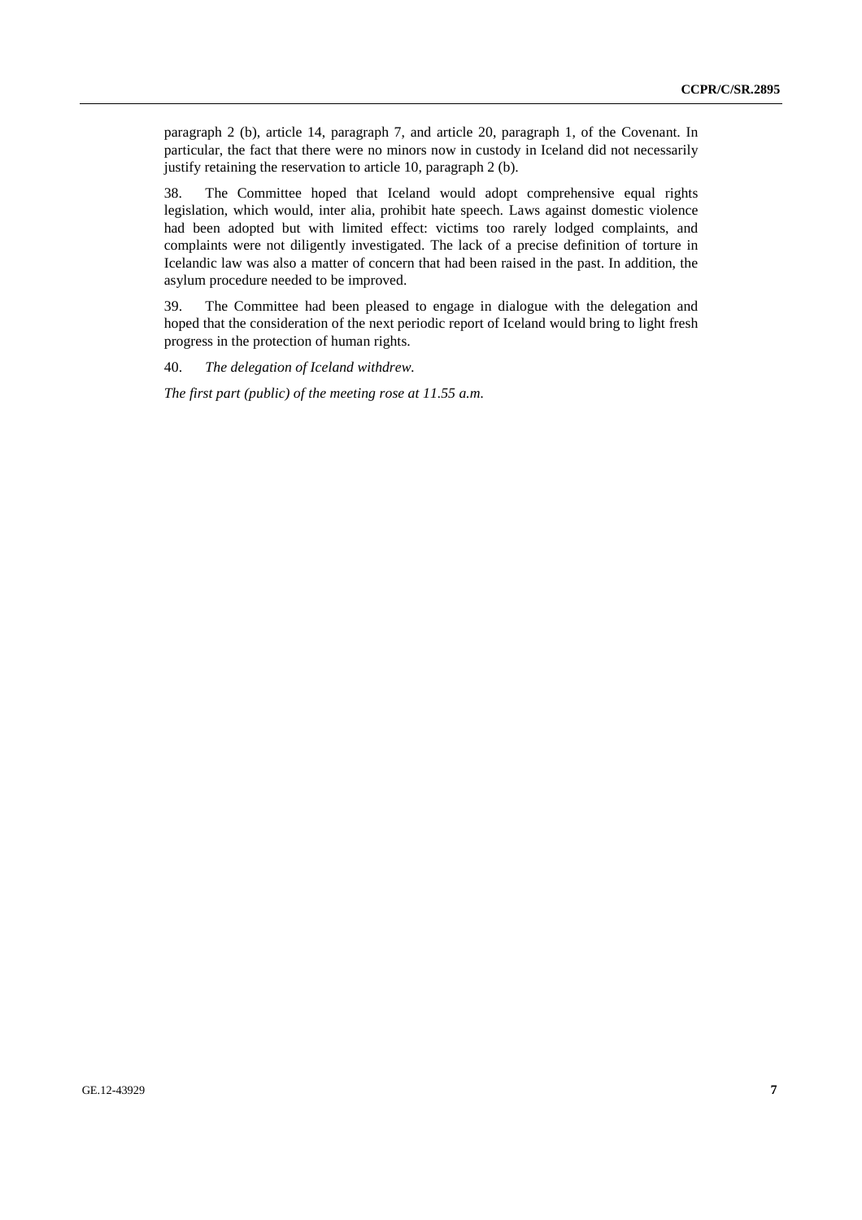paragraph 2 (b), article 14, paragraph 7, and article 20, paragraph 1, of the Covenant. In particular, the fact that there were no minors now in custody in Iceland did not necessarily justify retaining the reservation to article 10, paragraph 2 (b).

38. The Committee hoped that Iceland would adopt comprehensive equal rights legislation, which would, inter alia, prohibit hate speech. Laws against domestic violence had been adopted but with limited effect: victims too rarely lodged complaints, and complaints were not diligently investigated. The lack of a precise definition of torture in Icelandic law was also a matter of concern that had been raised in the past. In addition, the asylum procedure needed to be improved.

39. The Committee had been pleased to engage in dialogue with the delegation and hoped that the consideration of the next periodic report of Iceland would bring to light fresh progress in the protection of human rights.

40. *The delegation of Iceland withdrew.*

*The first part (public) of the meeting rose at 11.55 a.m.*